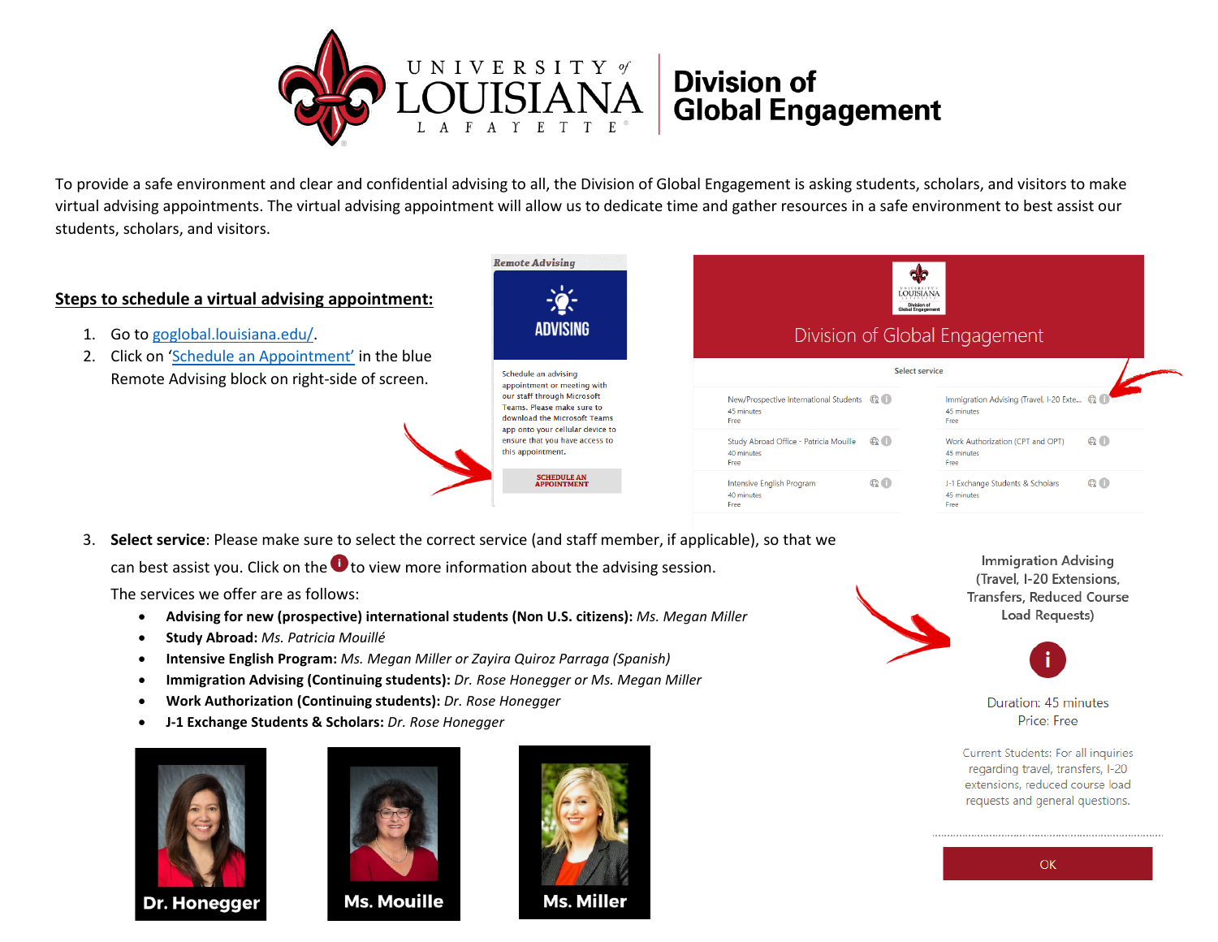# University of Louisiana Lafayette | Division of Global Engagement

To provide a safe environment and clear and confidential advising to all, the Division of Global Engagement is asking students, scholars, and visitors to make virtual advising appointments. The virtual advising appointment will allow us to dedicate time and gather resources in a safe environment to best assist our students, scholars, and visitors.

## Steps to schedule a virtual advising appointment:

1. Go to [goglobal.louisiana.edu/](goglobal.louisiana.edu/).
2. Click on '[Schedule an Appointment](#)' in the blue Remote Advising block on right-side of screen.

*Remote Advising*

**ADVISING**

Schedule an advising appointment or meeting with our staff through Microsoft Teams. Please make sure to download the Microsoft Teams app onto your cellular device to ensure that you have access to this appointment.

SCHEDULE AN APPOINTMENT

Division of Global Engagement

Select service

- New/Prospective International Students — 45 minutes — Free
- Immigration Advising (Travel, I-20 Exte... — 45 minutes — Free
- Study Abroad Office - Patricia Mouille — 40 minutes — Free
- Work Authorization (CPT and OPT) — 45 minutes — Free
- Intensive English Program — 40 minutes — Free
- J-1 Exchange Students & Scholars — 45 minutes — Free

3. **Select service**: Please make sure to select the correct service (and staff member, if applicable), so that we can best assist you. Click on the **i** to view more information about the advising session.

   The services we offer are as follows:

   - **Advising for new (prospective) international students (Non U.S. citizens):** *Ms. Megan Miller*
   - **Study Abroad:** *Ms. Patricia Mouillé*
   - **Intensive English Program:** *Ms. Megan Miller or Zayira Quiroz Parraga (Spanish)*
   - **Immigration Advising (Continuing students):** *Dr. Rose Honegger or Ms. Megan Miller*
   - **Work Authorization (Continuing students):** *Dr. Rose Honegger*
   - **J-1 Exchange Students & Scholars:** *Dr. Rose Honegger*

Immigration Advising (Travel, I-20 Extensions, Transfers, Reduced Course Load Requests)

Duration: 45 minutes
Price: Free

Current Students: For all inquiries regarding travel, transfers, I-20 extensions, reduced course load requests and general questions.

OK

**Dr. Honegger** | **Ms. Mouille** | **Ms. Miller**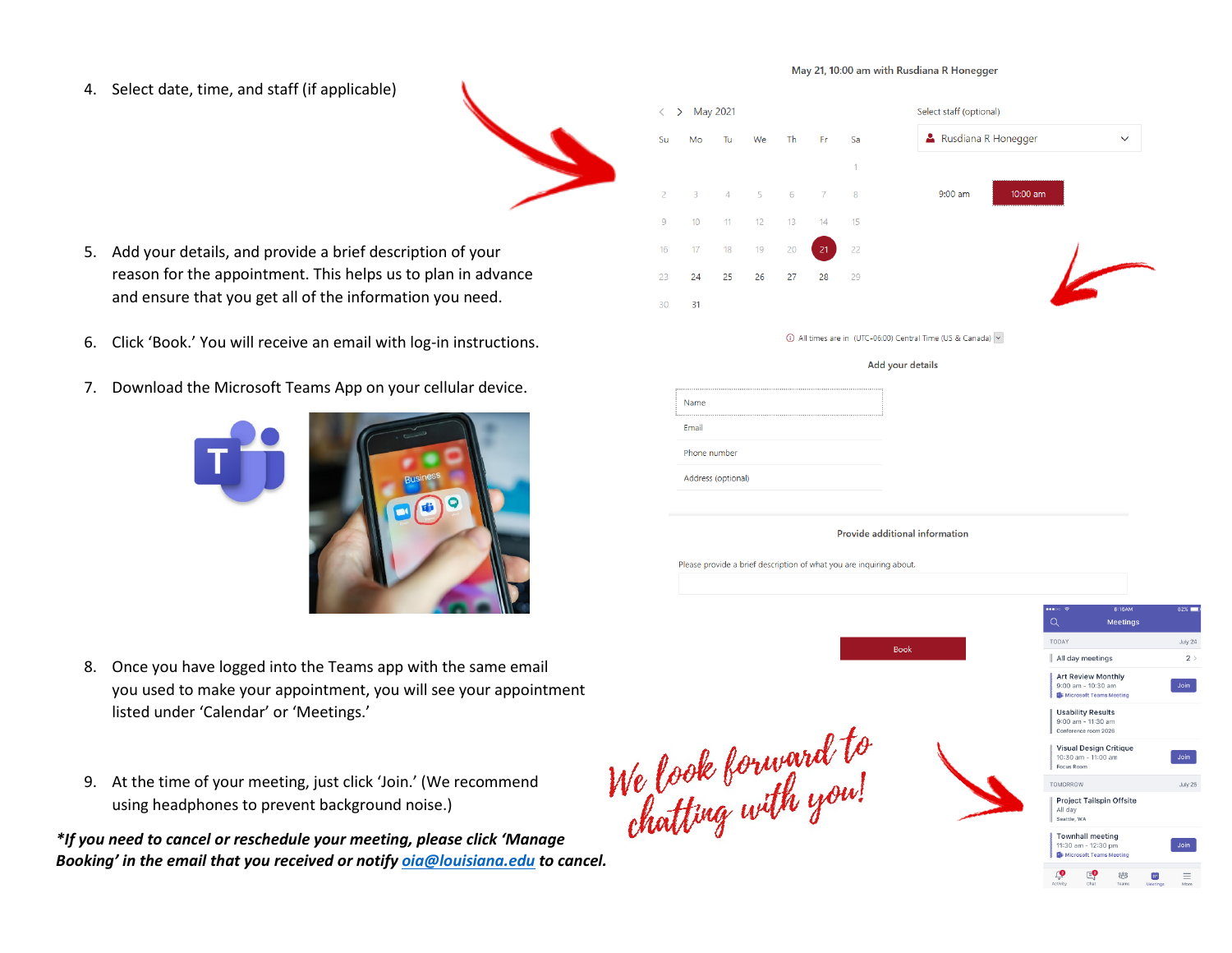4. Select date, time, and staff (if applicable)

5. Add your details, and provide a brief description of your reason for the appointment. This helps us to plan in advance and ensure that you get all of the information you need.

6. Click 'Book.' You will receive an email with log-in instructions.

7. Download the Microsoft Teams App on your cellular device.

8. Once you have logged into the Teams app with the same email you used to make your appointment, you will see your appointment listed under 'Calendar' or 'Meetings.'

9. At the time of your meeting, just click 'Join.' (We recommend using headphones to prevent background noise.)

***If you need to cancel or reschedule your meeting, please click 'Manage Booking' in the email that you received or notify [oia@louisiana.edu](mailto:oia@louisiana.edu) to cancel.***

*We look forward to chatting with you!*